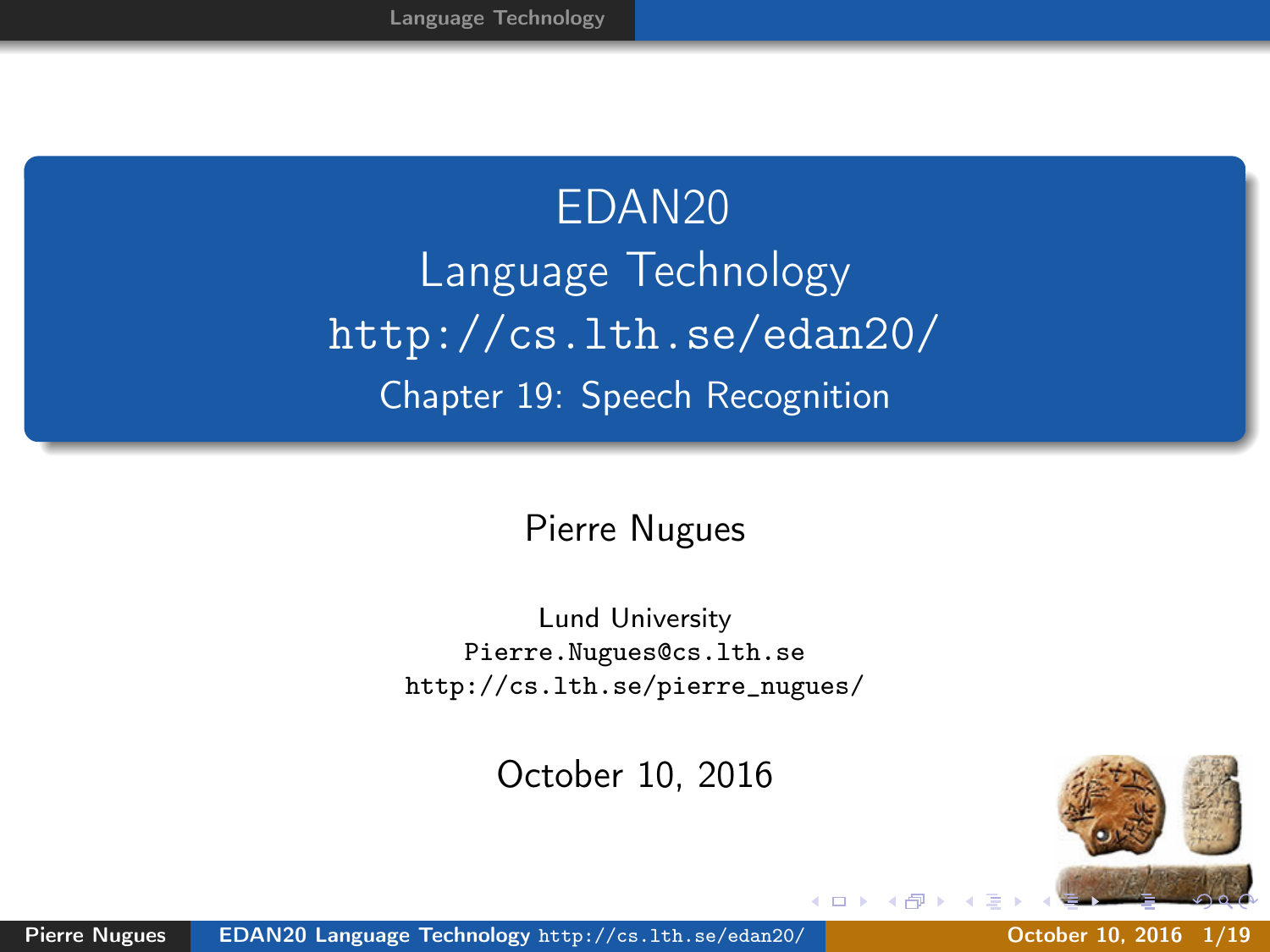# EDAN20
# Language Technology
# http://cs.lth.se/edan20/
## Chapter 19: Speech Recognition

Pierre Nugues

Lund University
Pierre.Nugues@cs.lth.se
http://cs.lth.se/pierre_nugues/

October 10, 2016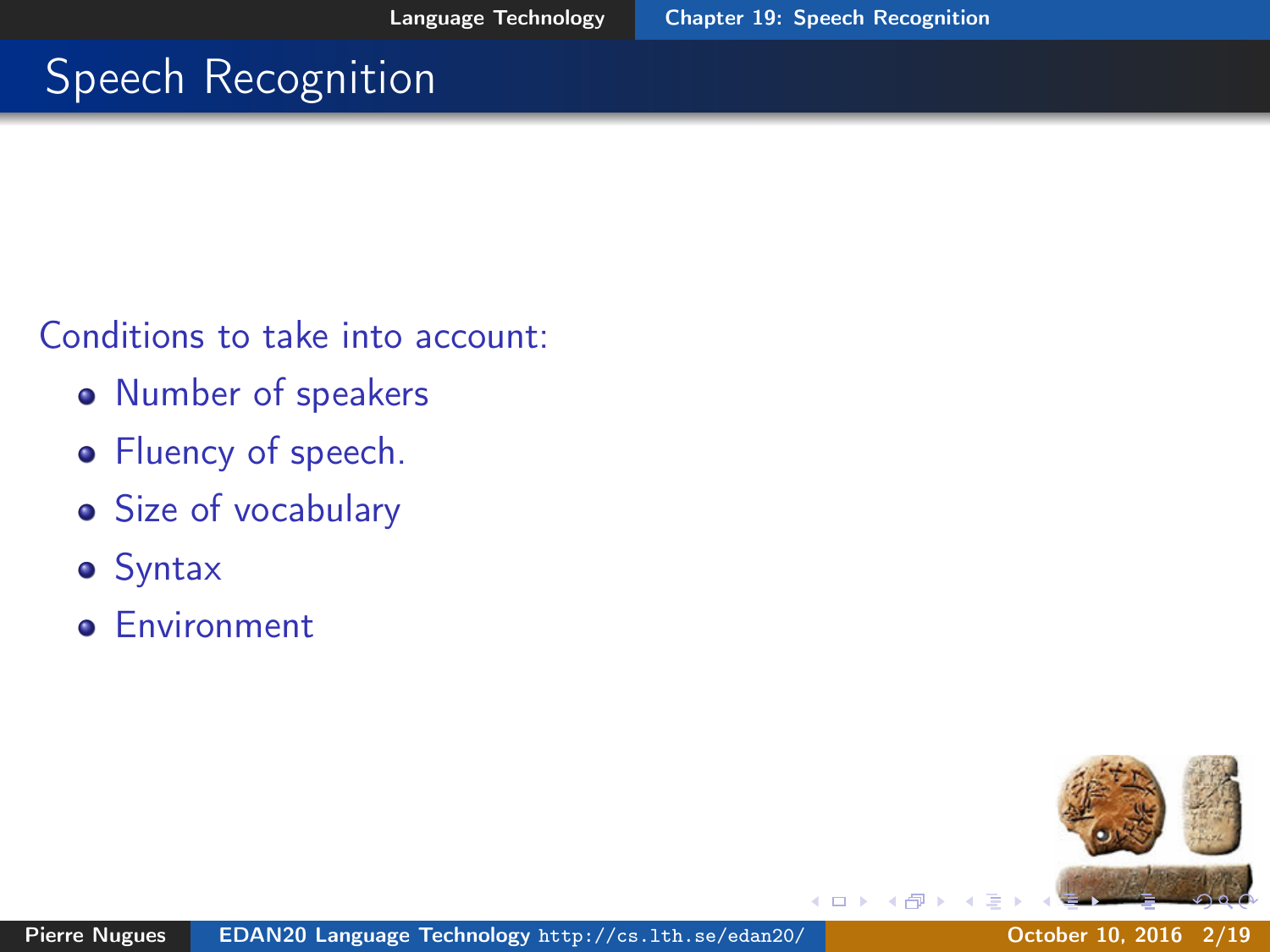# Speech Recognition

Conditions to take into account:

- Number of speakers
- Fluency of speech.
- Size of vocabulary
- Syntax
- Environment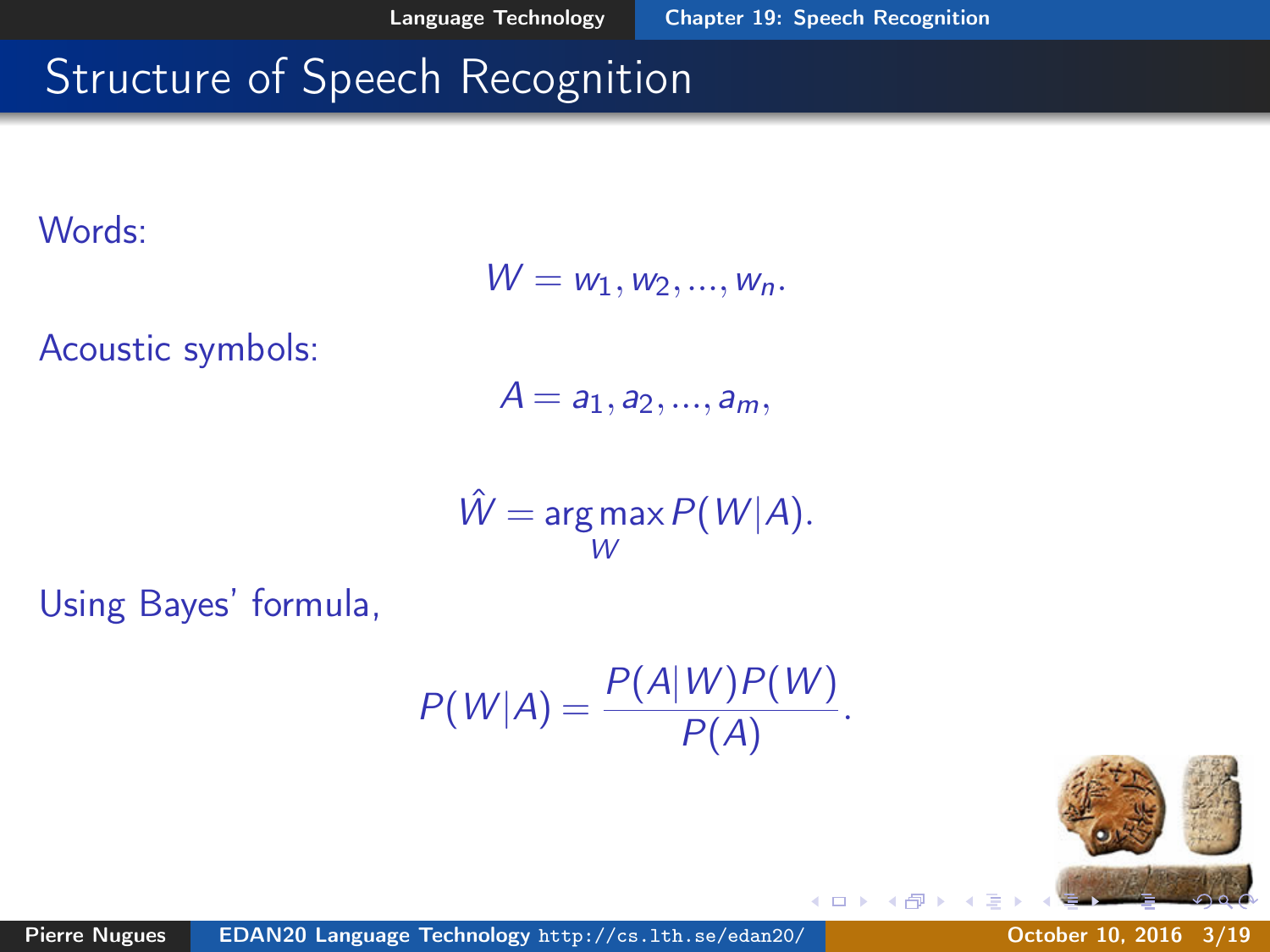# Structure of Speech Recognition

Words:

$$W = w_1, w_2, ..., w_n.$$

Acoustic symbols:

$$A = a_1, a_2, ..., a_m,$$

$$\hat{W} = \arg\max_{W} P(W|A).$$

Using Bayes' formula,

$$P(W|A) = \frac{P(A|W)P(W)}{P(A)}.$$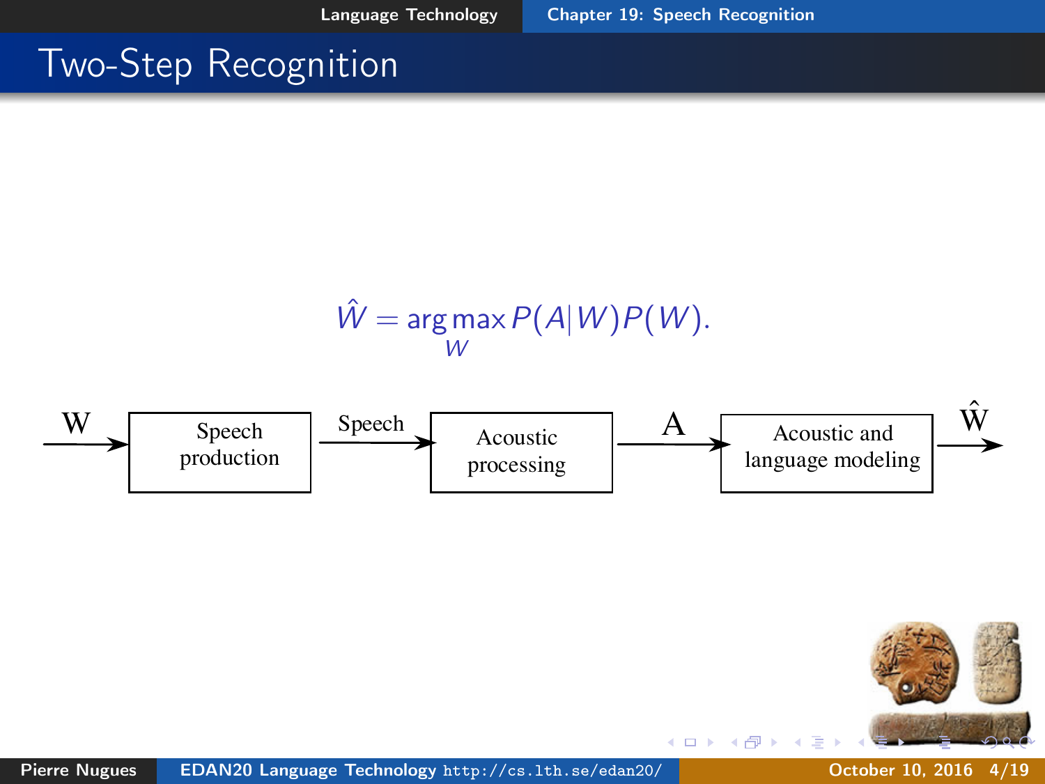# Two-Step Recognition

$$\hat{W} = \arg\max_{W} P(A|W)P(W).$$

W → Speech production → Speech → Acoustic processing → A → Acoustic and language modeling → Ŵ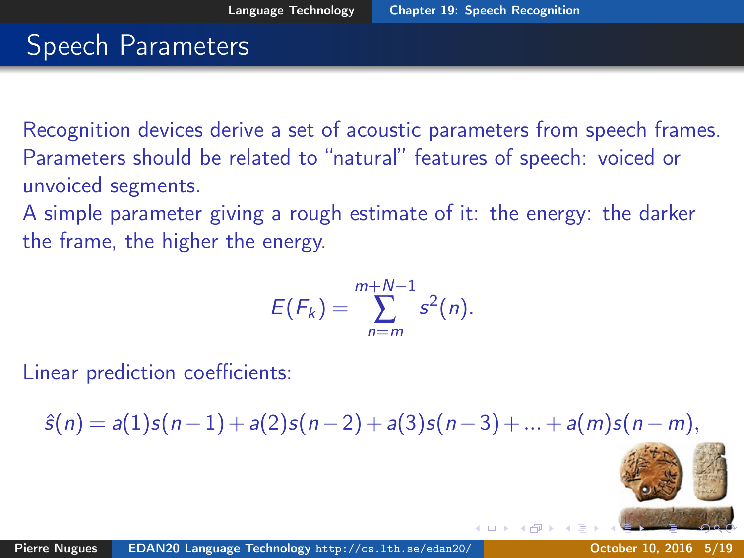# Speech Parameters

Recognition devices derive a set of acoustic parameters from speech frames. Parameters should be related to "natural" features of speech: voiced or unvoiced segments.

A simple parameter giving a rough estimate of it: the energy: the darker the frame, the higher the energy.

$$E(F_k) = \sum_{n=m}^{m+N-1} s^2(n).$$

Linear prediction coefficients:

$$\hat{s}(n) = a(1)s(n-1) + a(2)s(n-2) + a(3)s(n-3) + ... + a(m)s(n-m),$$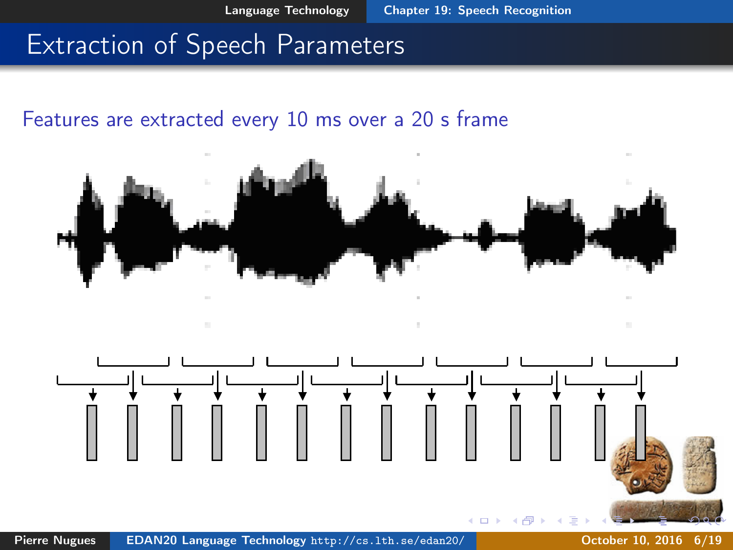# Extraction of Speech Parameters

Features are extracted every 10 ms over a 20 s frame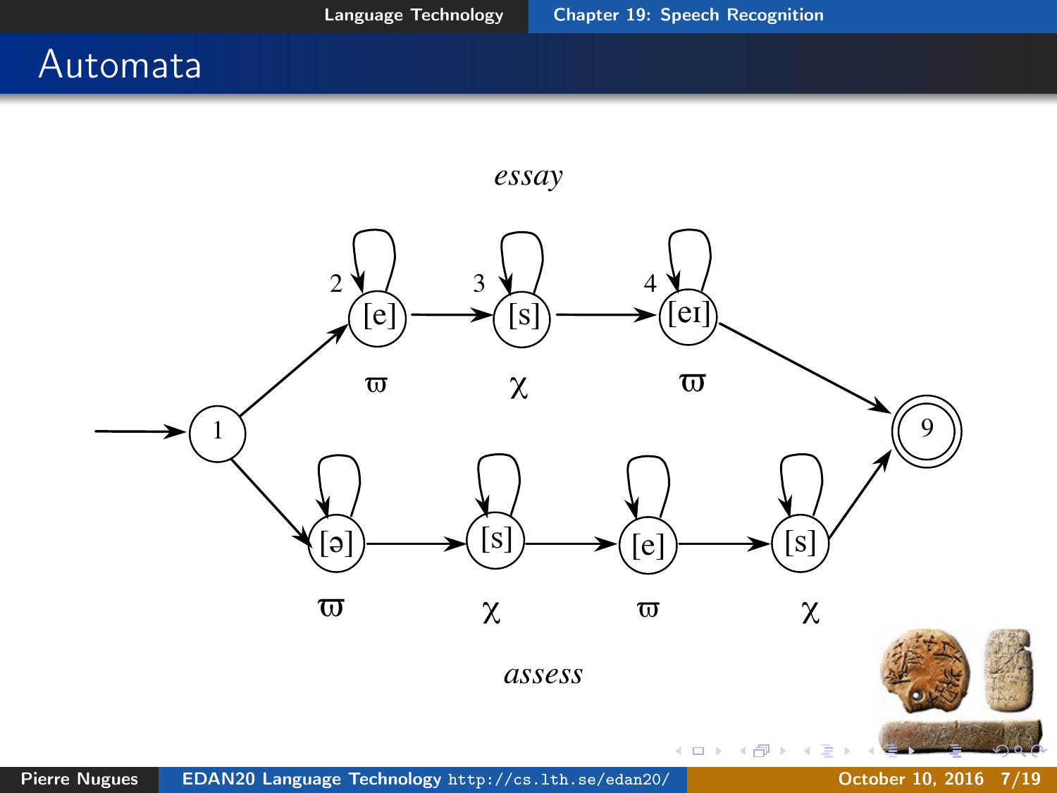# Automata

*essay*

1 → 2 [e] ϖ → 3 [s] χ → 4 [eɪ] ϖ → 9

1 → [ə] ϖ → [s] χ → [e] ϖ → [s] χ → 9

*assess*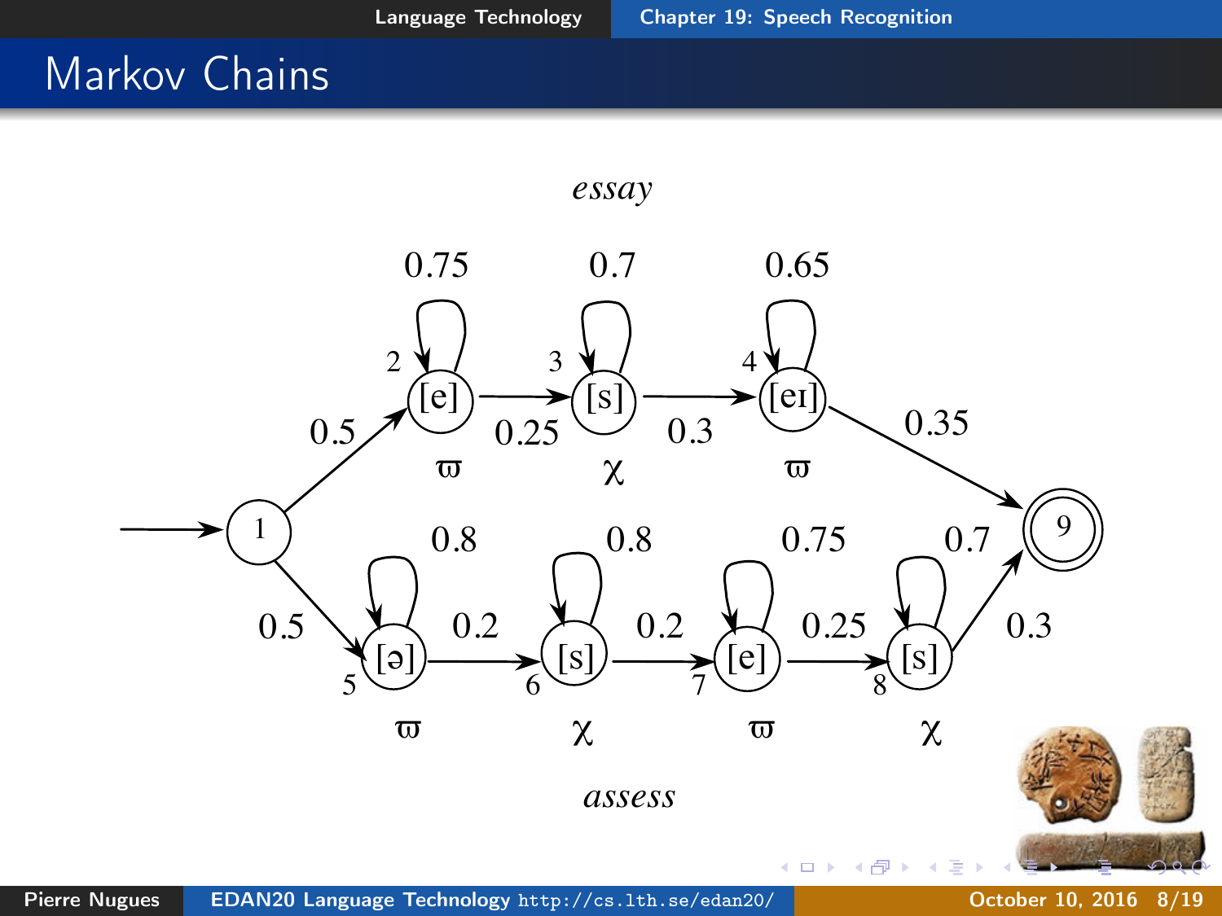# Markov Chains

*essay*

*assess*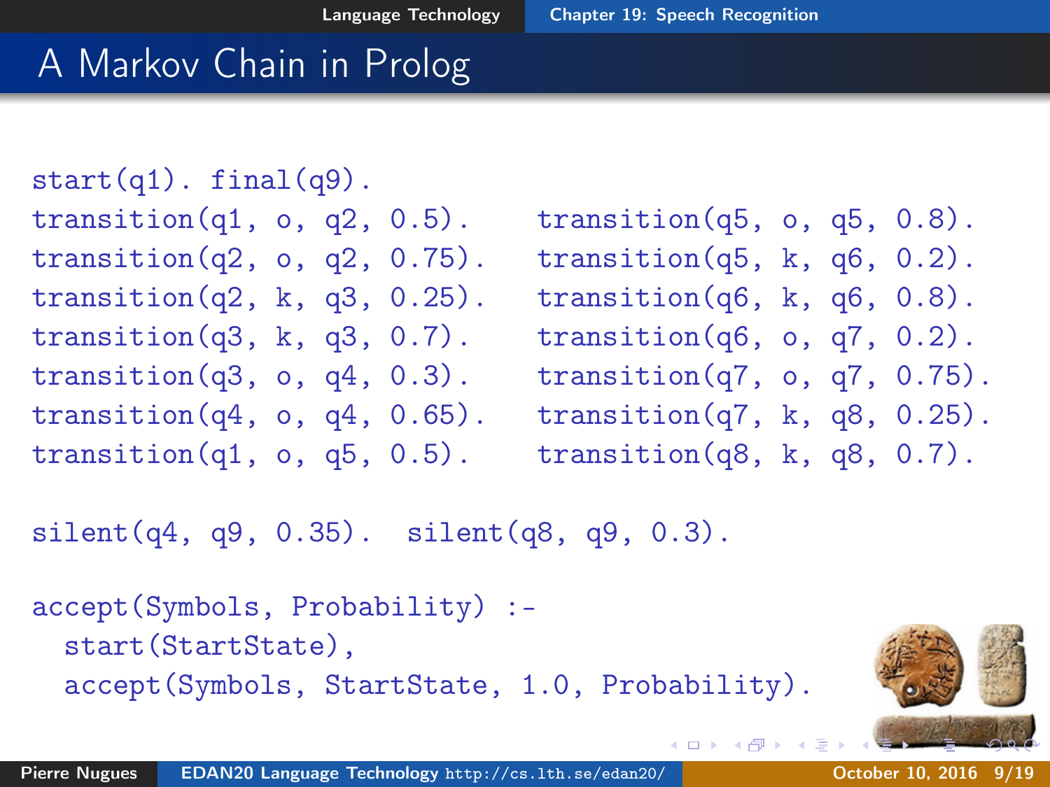# A Markov Chain in Prolog

```
start(q1). final(q9).
transition(q1, o, q2, 0.5).
transition(q2, o, q2, 0.75).
transition(q2, k, q3, 0.25).
transition(q3, k, q3, 0.7).
transition(q3, o, q4, 0.3).
transition(q4, o, q4, 0.65).
transition(q1, o, q5, 0.5).
transition(q5, o, q5, 0.8).
transition(q5, k, q6, 0.2).
transition(q6, k, q6, 0.8).
transition(q6, o, q7, 0.2).
transition(q7, o, q7, 0.75).
transition(q7, k, q8, 0.25).
transition(q8, k, q8, 0.7).

silent(q4, q9, 0.35).  silent(q8, q9, 0.3).

accept(Symbols, Probability) :-
  start(StartState),
  accept(Symbols, StartState, 1.0, Probability).
```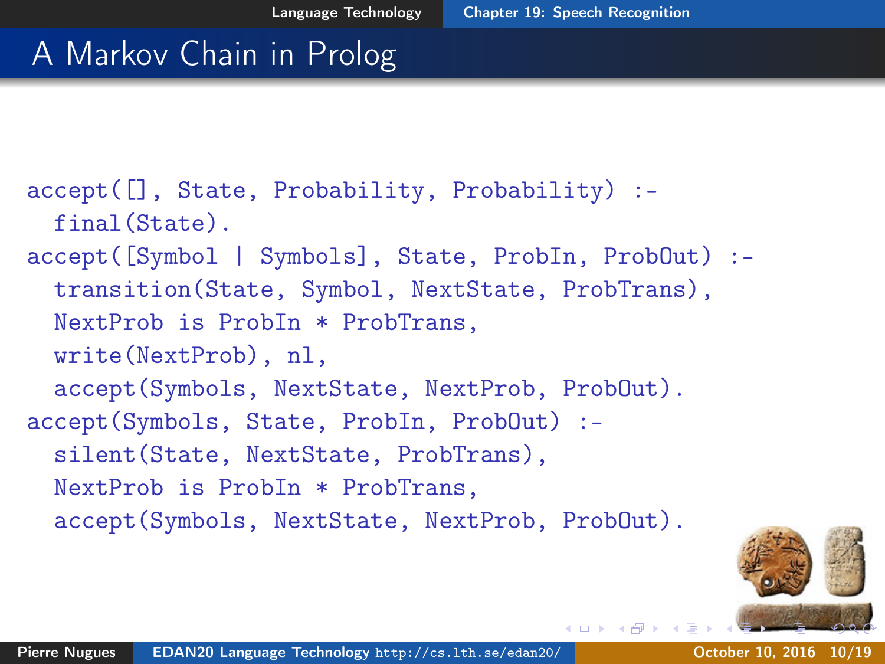# A Markov Chain in Prolog

```
accept([], State, Probability, Probability) :-
  final(State).
accept([Symbol | Symbols], State, ProbIn, ProbOut) :-
  transition(State, Symbol, NextState, ProbTrans),
  NextProb is ProbIn * ProbTrans,
  write(NextProb), nl,
  accept(Symbols, NextState, NextProb, ProbOut).
accept(Symbols, State, ProbIn, ProbOut) :-
  silent(State, NextState, ProbTrans),
  NextProb is ProbIn * ProbTrans,
  accept(Symbols, NextState, NextProb, ProbOut).
```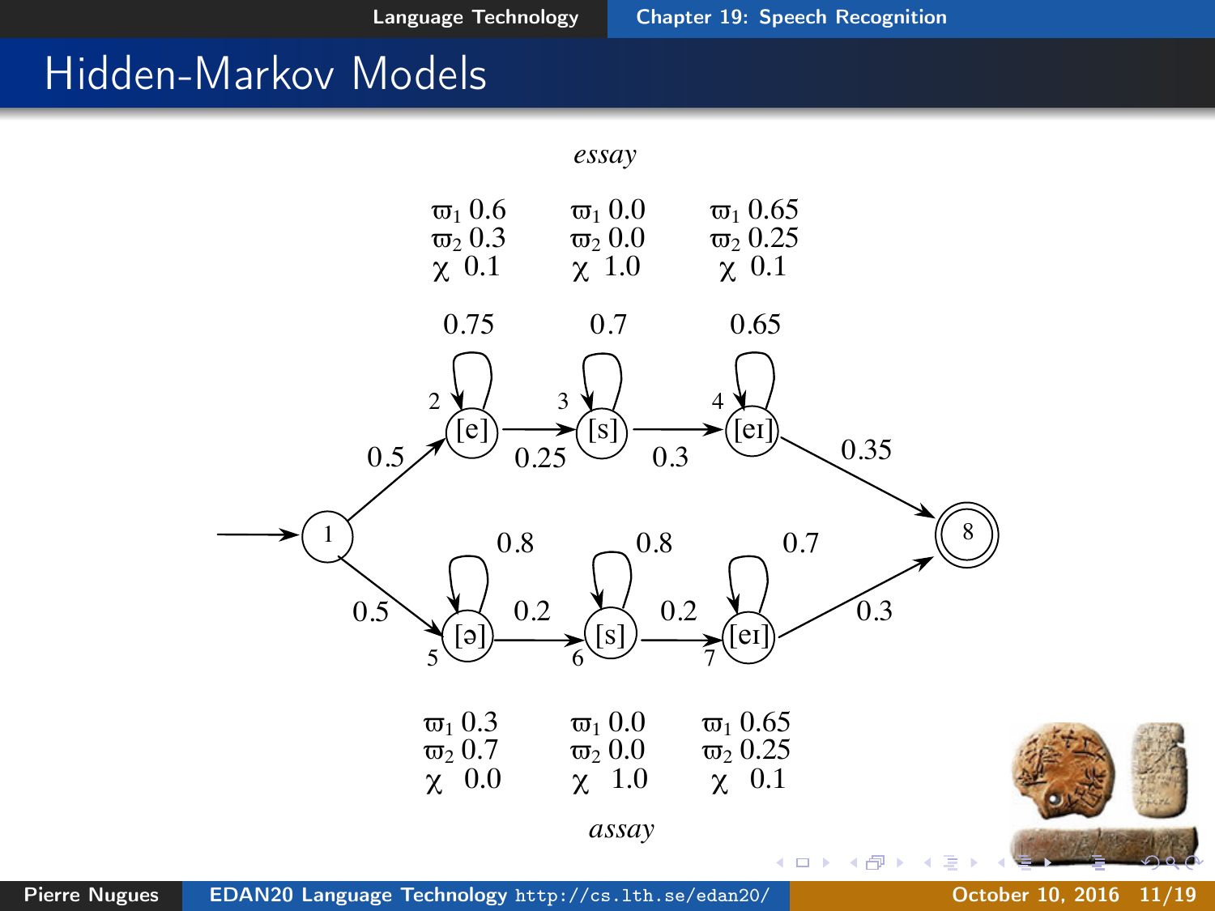# Hidden-Markov Models

*essay*

| | State 2 [e] | State 3 [s] | State 4 [eɪ] |
|---|---|---|---|
| $\varpi_1$ | 0.6 | 0.0 | 0.65 |
| $\varpi_2$ | 0.3 | 0.0 | 0.25 |
| $\chi$ | 0.1 | 1.0 | 0.1 |
| Self-loop | 0.75 | 0.7 | 0.65 |

Transitions: 1 → 2: 0.5; 2 → 3: 0.25; 3 → 4: 0.3; 4 → 8: 0.35

| | State 5 [ə] | State 6 [s] | State 7 [eɪ] |
|---|---|---|---|
| $\varpi_1$ | 0.3 | 0.0 | 0.65 |
| $\varpi_2$ | 0.7 | 0.0 | 0.25 |
| $\chi$ | 0.0 | 1.0 | 0.1 |
| Self-loop | 0.8 | 0.8 | 0.7 |

Transitions: 1 → 5: 0.5; 5 → 6: 0.2; 6 → 7: 0.2; 7 → 8: 0.3

*assay*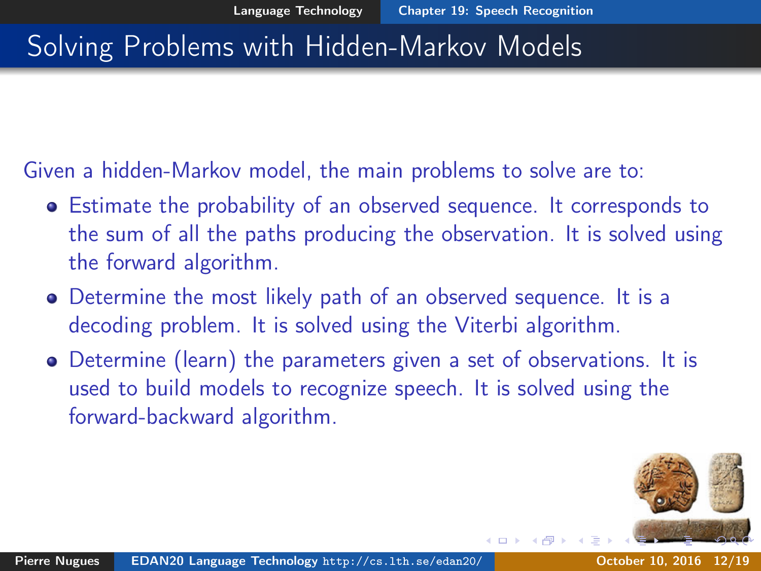# Solving Problems with Hidden-Markov Models

Given a hidden-Markov model, the main problems to solve are to:

- Estimate the probability of an observed sequence. It corresponds to the sum of all the paths producing the observation. It is solved using the forward algorithm.
- Determine the most likely path of an observed sequence. It is a decoding problem. It is solved using the Viterbi algorithm.
- Determine (learn) the parameters given a set of observations. It is used to build models to recognize speech. It is solved using the forward-backward algorithm.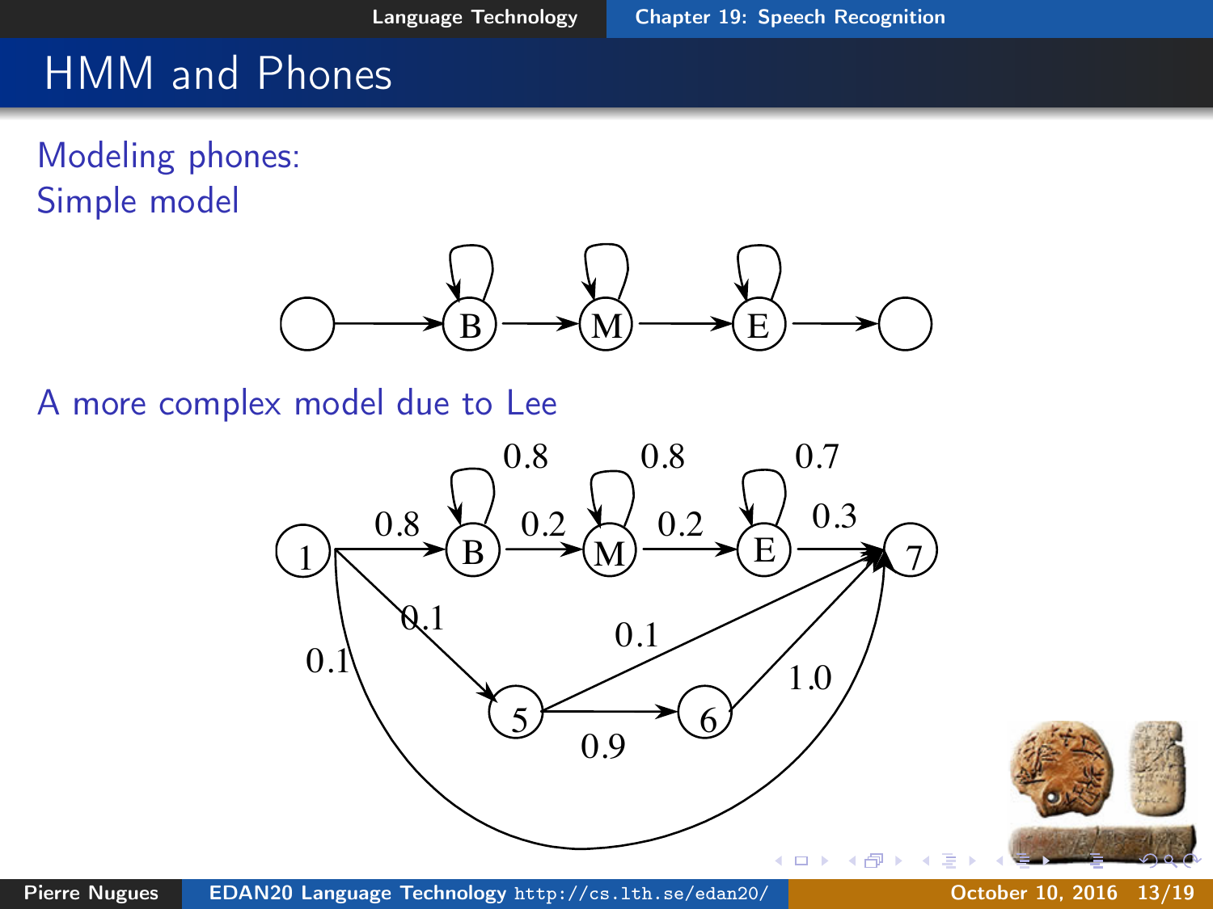# HMM and Phones

Modeling phones:
Simple model

A more complex model due to Lee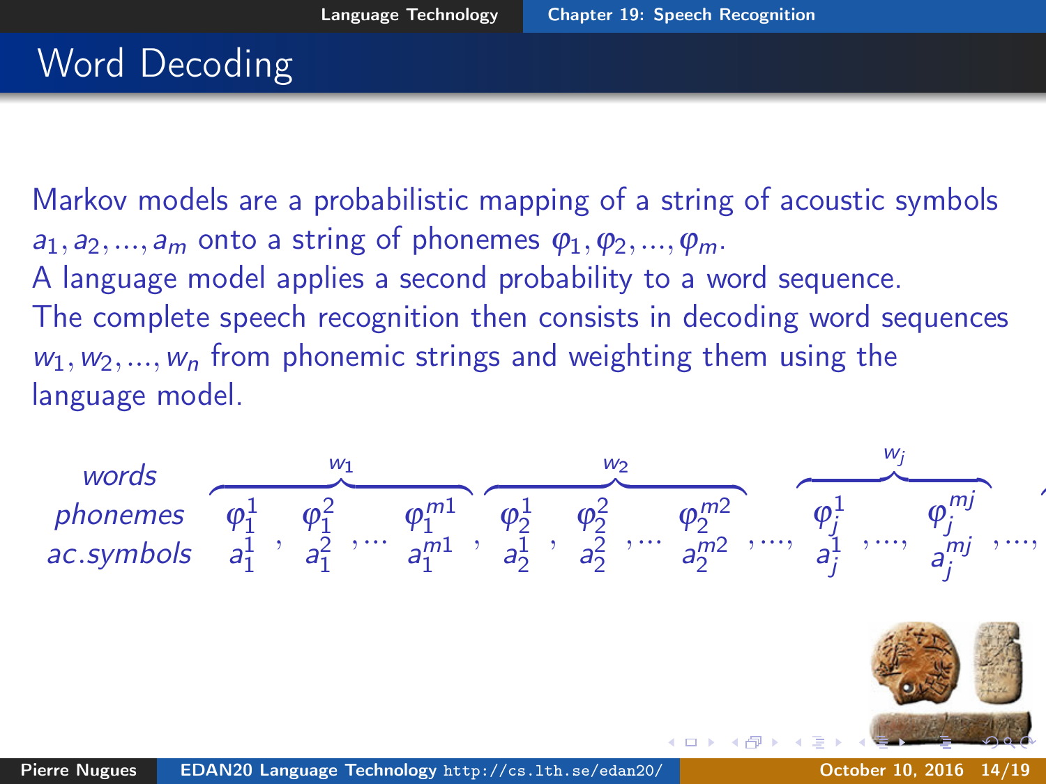# Word Decoding

Markov models are a probabilistic mapping of a string of acoustic symbols $a_1, a_2, ..., a_m$ onto a string of phonemes $\varphi_1, \varphi_2, ..., \varphi_m$.
A language model applies a second probability to a word sequence.
The complete speech recognition then consists in decoding word sequences $w_1, w_2, ..., w_n$ from phonemic strings and weighting them using the language model.

$$
\begin{array}{llllllllllllllll}
\textit{words} & \multicolumn{4}{c}{\overbrace{\hphantom{\varphi_1^1 \quad \varphi_1^2 \quad \ldots \quad \varphi_1^{m1}}}^{w_1}} & & \multicolumn{4}{c}{\overbrace{\hphantom{\varphi_2^1 \quad \varphi_2^2 \quad \ldots \quad \varphi_2^{m2}}}^{w_2}} & & \multicolumn{3}{c}{\overbrace{\hphantom{\varphi_j^1 \quad \ldots \quad \varphi_j^{mj}}}^{w_j}} & \\
\textit{phonemes} & \varphi_1^1 & \varphi_1^2 & & \varphi_1^{m1} & & \varphi_2^1 & \varphi_2^2 & & \varphi_2^{m2} & & \varphi_j^1 & & \varphi_j^{mj} & \\
\textit{ac.symbols} & a_1^1, & a_1^2, & \ldots & a_1^{m1}, & & a_2^1, & a_2^2, & \ldots & a_2^{m2}, & \ldots, & a_j^1, & \ldots, & a_j^{mj}, & \ldots,
\end{array}
$$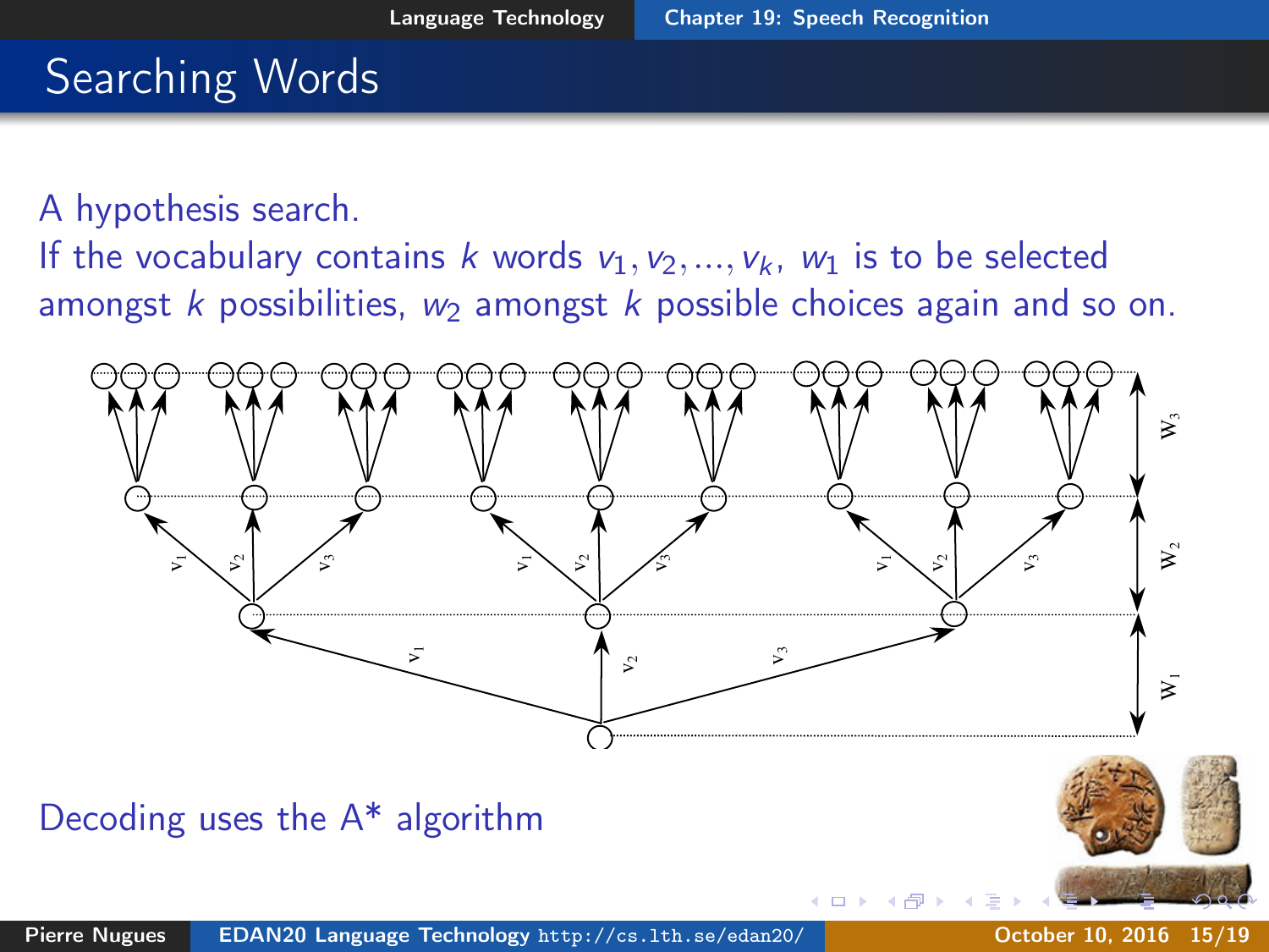# Searching Words

A hypothesis search.

If the vocabulary contains $k$ words $v_1, v_2, ..., v_k$, $w_1$ is to be selected amongst $k$ possibilities, $w_2$ amongst $k$ possible choices again and so on.

Decoding uses the A* algorithm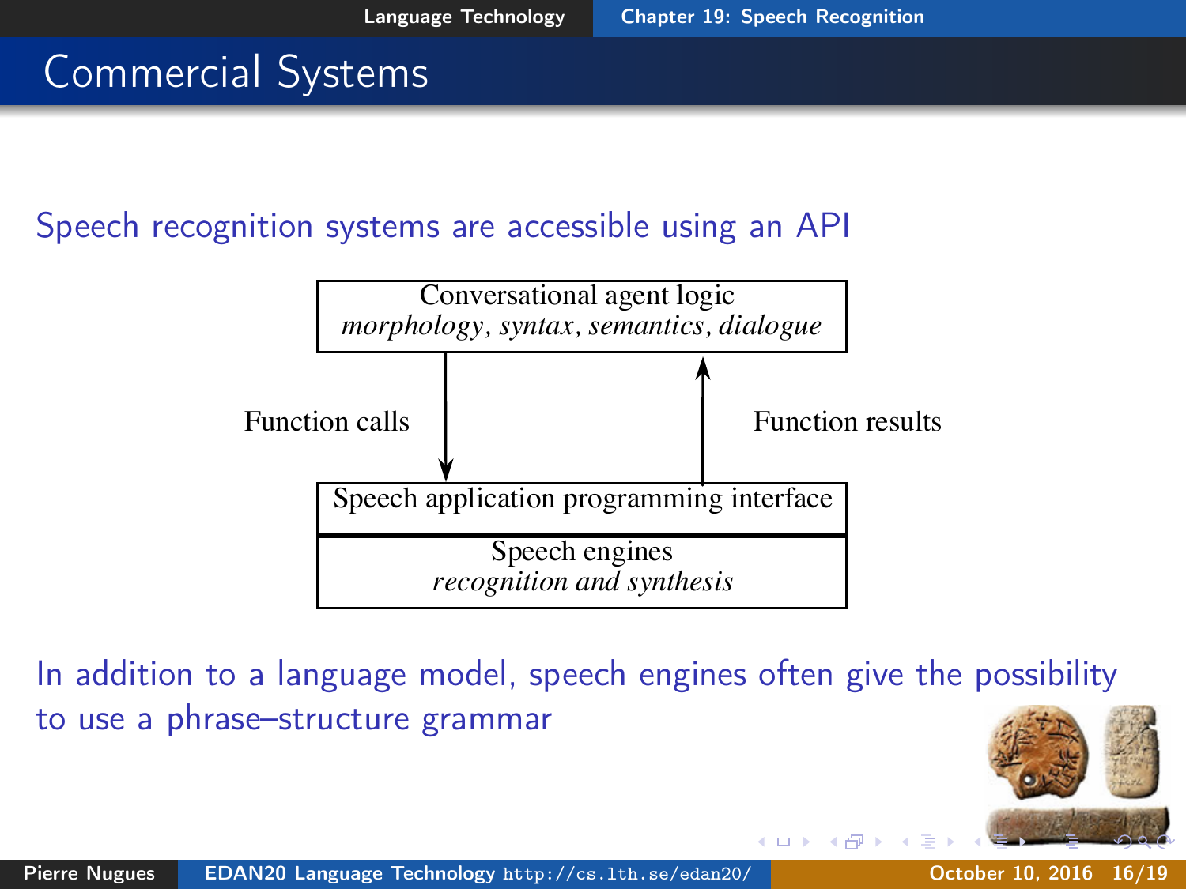# Commercial Systems

Speech recognition systems are accessible using an API

Conversational agent logic
*morphology, syntax, semantics, dialogue*

Function calls ↓ ↑ Function results

Speech application programming interface

Speech engines
*recognition and synthesis*

In addition to a language model, speech engines often give the possibility to use a phrase–structure grammar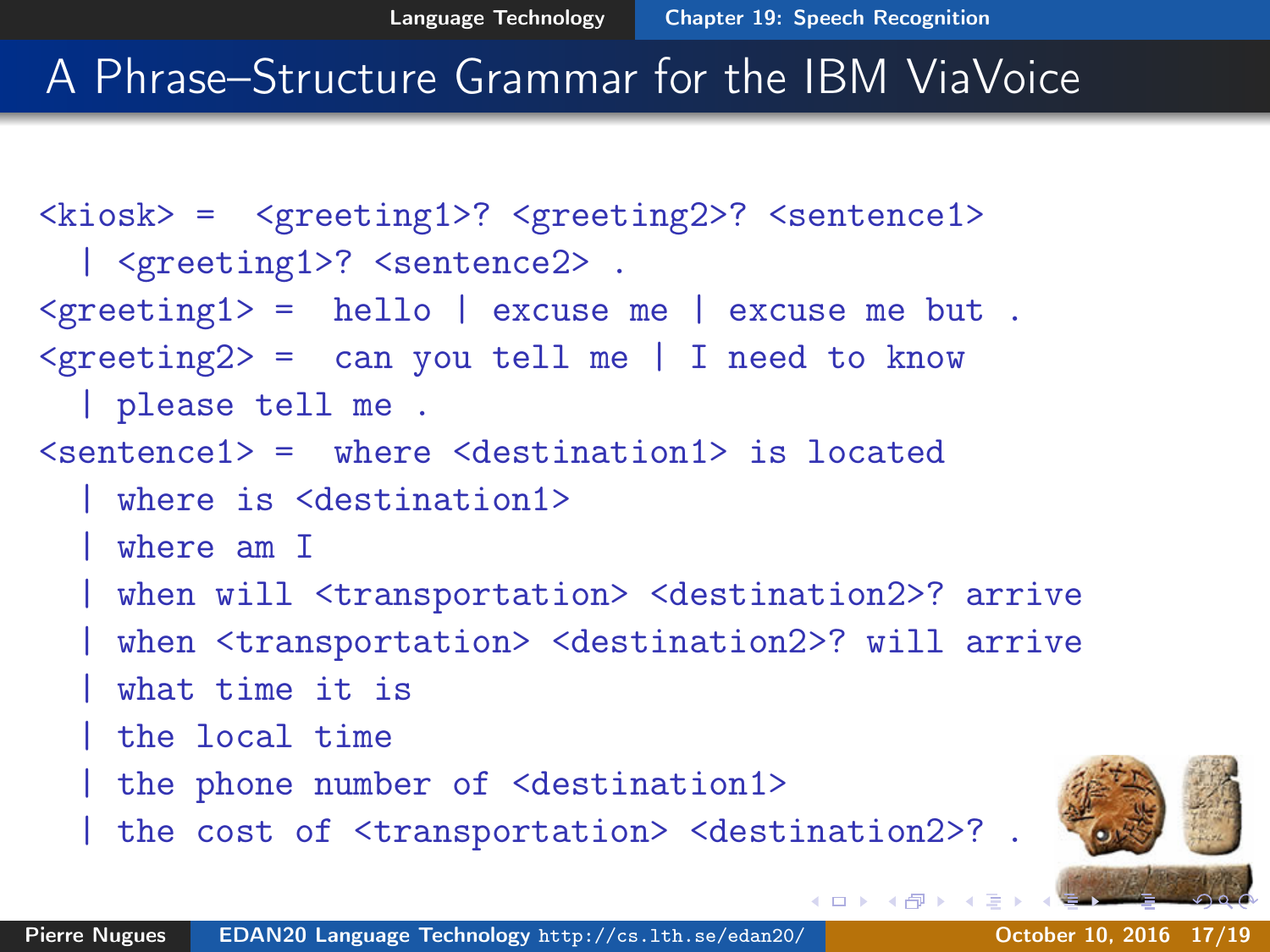# A Phrase–Structure Grammar for the IBM ViaVoice

```
<kiosk> =  <greeting1>? <greeting2>? <sentence1>
  | <greeting1>? <sentence2> .
<greeting1> =  hello | excuse me | excuse me but .
<greeting2> =  can you tell me | I need to know
  | please tell me .
<sentence1> =  where <destination1> is located
  | where is <destination1>
  | where am I
  | when will <transportation> <destination2>? arrive
  | when <transportation> <destination2>? will arrive
  | what time it is
  | the local time
  | the phone number of <destination1>
  | the cost of <transportation> <destination2>? .
```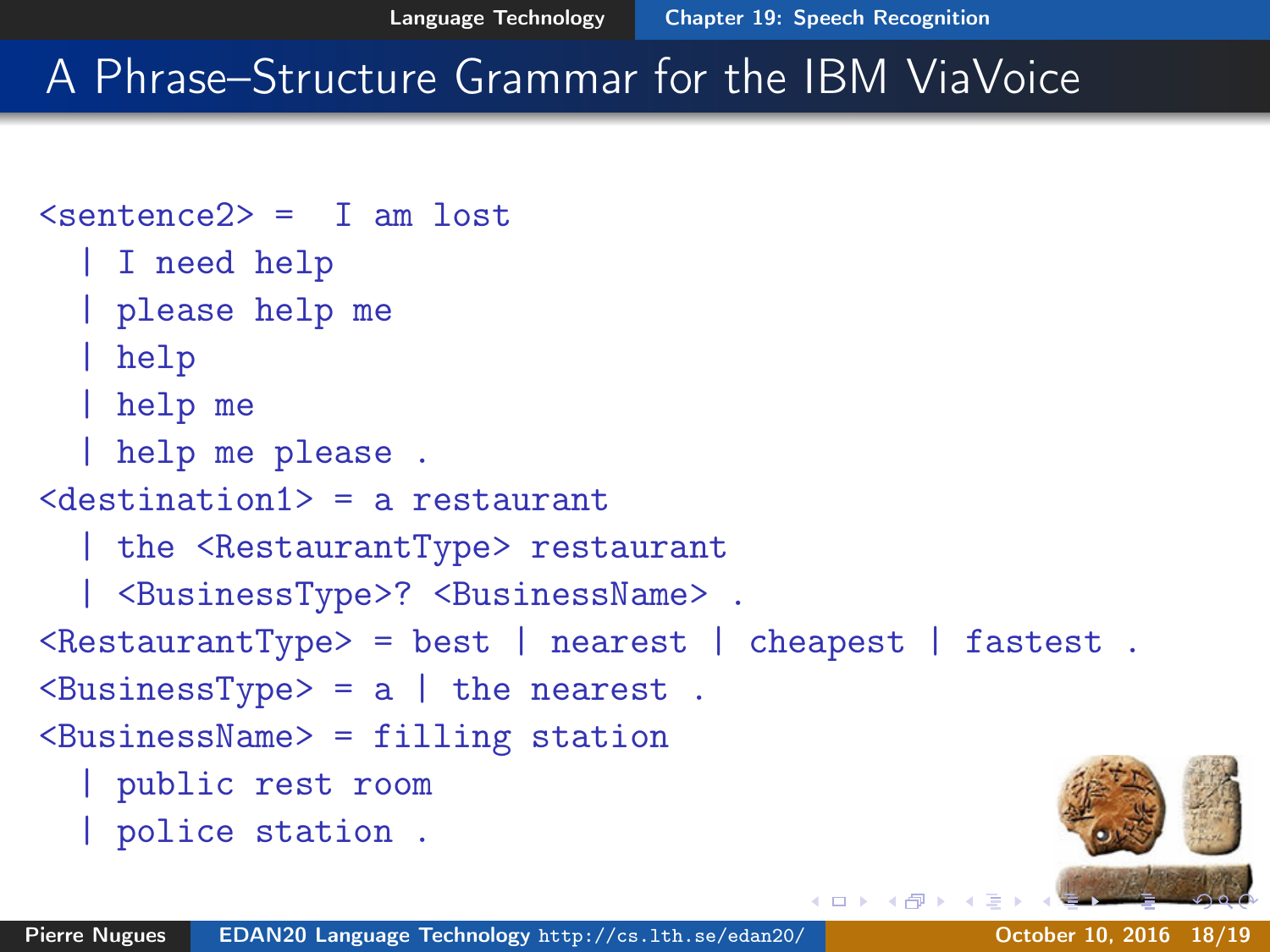# A Phrase–Structure Grammar for the IBM ViaVoice

```
<sentence2> =  I am lost
  | I need help
  | please help me
  | help
  | help me
  | help me please .
<destination1> = a restaurant
  | the <RestaurantType> restaurant
  | <BusinessType>? <BusinessName> .
<RestaurantType> = best | nearest | cheapest | fastest .
<BusinessType> = a | the nearest .
<BusinessName> = filling station
  | public rest room
  | police station .
```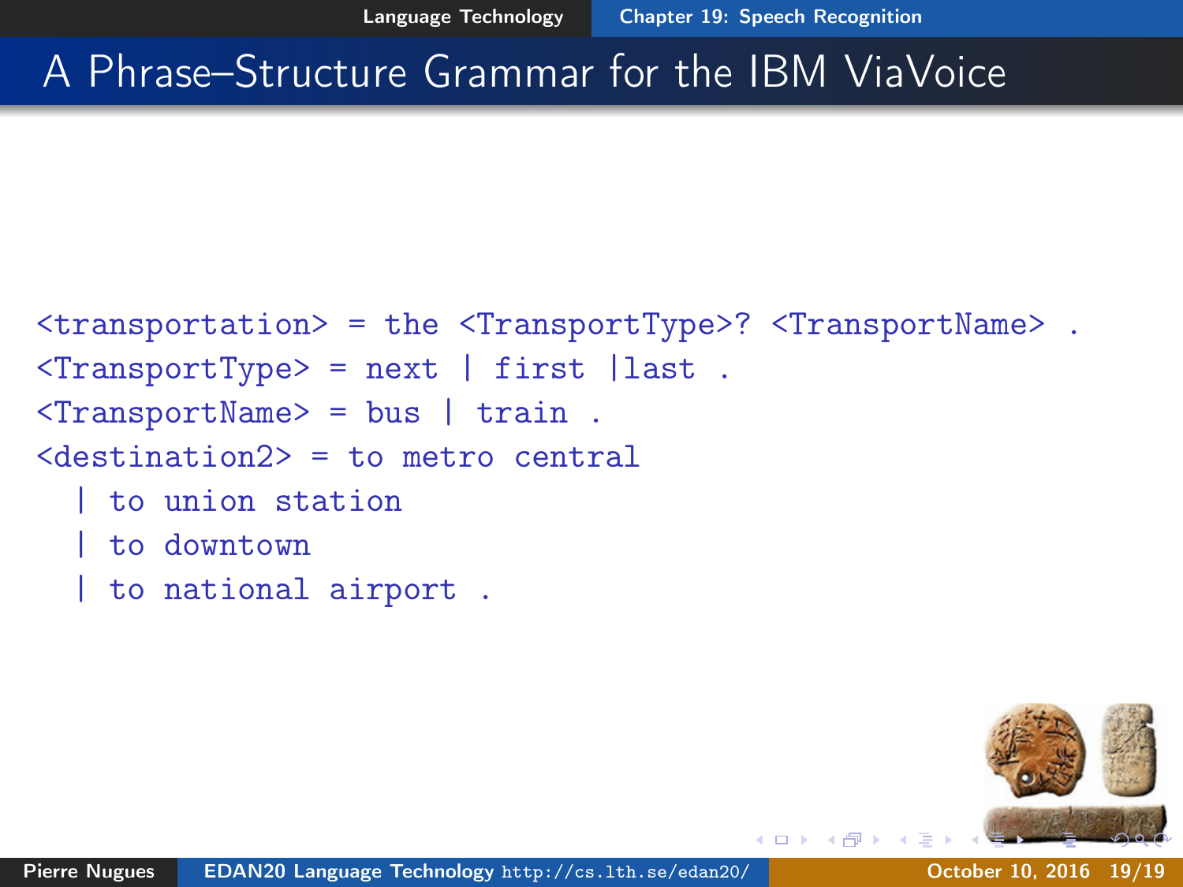# A Phrase–Structure Grammar for the IBM ViaVoice

```
<transportation> = the <TransportType>? <TransportName> .
<TransportType> = next | first |last .
<TransportName> = bus | train .
<destination2> = to metro central
  | to union station
  | to downtown
  | to national airport .
```